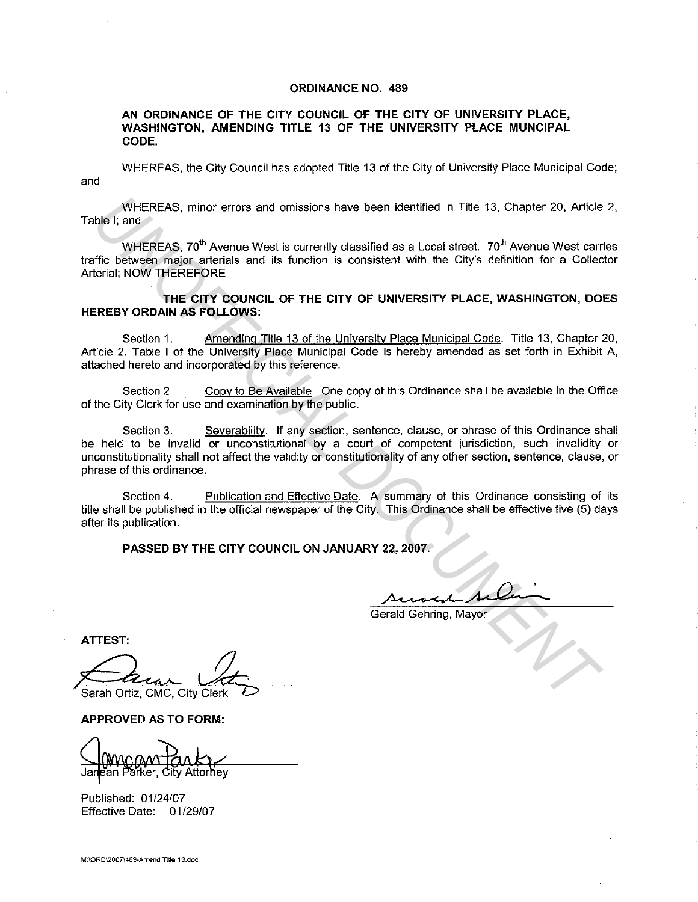**ORDINANCE NO. 489**

**AN ORDINANCE OF THE CITY COUNCIL OF THE CITY OF UNIVERSITY PLACE, WASHINGTON, AMENDING TITLE 13 OF THE UNIVERSITY PLACE MUNCIPAL CODE.**

WHEREAS, the City Council has adopted Title 13 of the City of University Place Municipal Code; and

WHEREAS, minor errors and omissions have been identified in Title 13, Chapter 20, Article 2, Table I; and

WHEREAS, 70th Avenue West is currently classified as a Local street. 70th Avenue West carries traffic between major arterials and its function is consistent with the City's definition for a Collector Arterial; NOW THEREFORE

**THE CITY COUNCIL OF THE CITY OF UNIVERSITY PLACE, WASHINGTON, DOES HEREBY ORDAIN AS FOLLOWS:**

Section 1. Amending Title 13 of the University Place Municipal Code. Title 13, Chapter 20, Article 2, Table I of the University Place Municipal Code is hereby amended as set forth in Exhibit A, attached hereto and incorporated by this reference.

Section 2. Copy to Be Available. One copy of this Ordinance shall be available in the Office of the City Clerk for use and examination by the public.

Section 3. Severability. If any section, sentence, clause, or phrase of this Ordinance shall be held to be invalid or unconstitutional by a court of competent jurisdiction, such invalidity or unconstitutionality shall not affect the validity or constitutionality of any other section, sentence, clause, or phrase of this ordinance.

Section 4. Publication and Effective Date. A summary of this Ordinance consisting of its title shall be published in the official newspaper of the City. This Ordinance shall be effective five (5) days after its publication.

**PASSED BY THE CITY COUNCIL ON JANUARY 22, 2007.**

Gerald Gehring, Mayor

**ATTEST:**

Sarah Ortiz, CMC, City Clerk

**APPROVED AS TO FORM:**

Janean Parker, City Attorney

Published: 01/24/07
Effective Date: 01/29/07

M:\ORD\2007\489-Amend Title 13.doc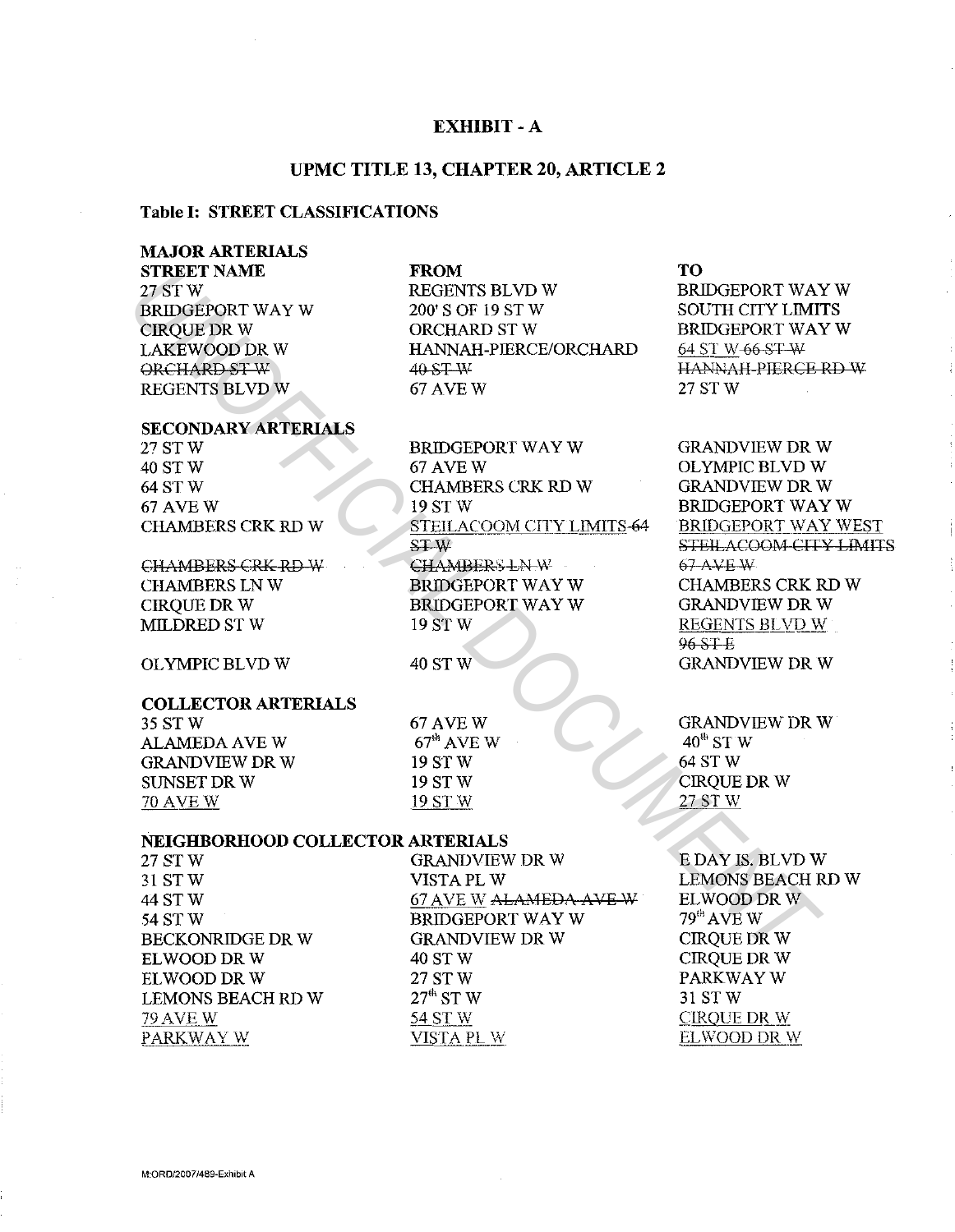**EXHIBIT - A**

**UPMC TITLE 13, CHAPTER 20, ARTICLE 2**

**Table I: STREET CLASSIFICATIONS**

| STREET NAME | FROM | TO |
|---|---|---|
| **MAJOR ARTERIALS** | | |
| 27 ST W | REGENTS BLVD W | BRIDGEPORT WAY W |
| BRIDGEPORT WAY W | 200' S OF 19 ST W | SOUTH CITY LIMITS |
| CIRQUE DR W | ORCHARD ST W | BRIDGEPORT WAY W |
| LAKEWOOD DR W | HANNAH-PIERCE/ORCHARD | <u>64 ST W</u> ~~66 ST W~~ |
| ~~ORCHARD ST W~~ | ~~40 ST W~~ | ~~HANNAH-PIERCE RD W~~ |
| REGENTS BLVD W | 67 AVE W | 27 ST W |
| **SECONDARY ARTERIALS** | | |
| 27 ST W | BRIDGEPORT WAY W | GRANDVIEW DR W |
| 40 ST W | 67 AVE W | OLYMPIC BLVD W |
| 64 ST W | CHAMBERS CRK RD W | GRANDVIEW DR W |
| 67 AVE W | 19 ST W | BRIDGEPORT WAY W |
| CHAMBERS CRK RD W | <u>STEILACOOM CITY LIMITS</u> ~~64 ST W~~ | <u>BRIDGEPORT WAY WEST</u> ~~STEILACOOM CITY LIMITS~~ |
| ~~CHAMBERS CRK RD W~~ | ~~CHAMBERS LN W~~ | ~~67 AVE W~~ |
| CHAMBERS LN W | BRIDGEPORT WAY W | CHAMBERS CRK RD W |
| CIRQUE DR W | BRIDGEPORT WAY W | GRANDVIEW DR W |
| MILDRED ST W | 19 ST W | <u>REGENTS BLVD W</u> ~~96 ST E~~ |
| OLYMPIC BLVD W | 40 ST W | GRANDVIEW DR W |
| **COLLECTOR ARTERIALS** | | |
| 35 ST W | 67 AVE W | GRANDVIEW DR W |
| ALAMEDA AVE W | 67th AVE W | 40th ST W |
| GRANDVIEW DR W | 19 ST W | 64 ST W |
| SUNSET DR W | 19 ST W | CIRQUE DR W |
| <u>70 AVE W</u> | <u>19 ST W</u> | <u>27 ST W</u> |
| **NEIGHBORHOOD COLLECTOR ARTERIALS** | | |
| 27 ST W | GRANDVIEW DR W | E DAY IS. BLVD W |
| 31 ST W | VISTA PL W | LEMONS BEACH RD W |
| 44 ST W | <u>67 AVE W</u> ~~ALAMEDA AVE W~~ | ELWOOD DR W |
| 54 ST W | BRIDGEPORT WAY W | 79th AVE W |
| BECKONRIDGE DR W | GRANDVIEW DR W | CIRQUE DR W |
| ELWOOD DR W | 40 ST W | CIRQUE DR W |
| ELWOOD DR W | 27 ST W | PARKWAY W |
| LEMONS BEACH RD W | 27th ST W | 31 ST W |
| <u>79 AVE W</u> | <u>54 ST W</u> | <u>CIRQUE DR W</u> |
| <u>PARKWAY W</u> | <u>VISTA PL W</u> | <u>ELWOOD DR W</u> |

M:ORD/2007/489-Exhibit A